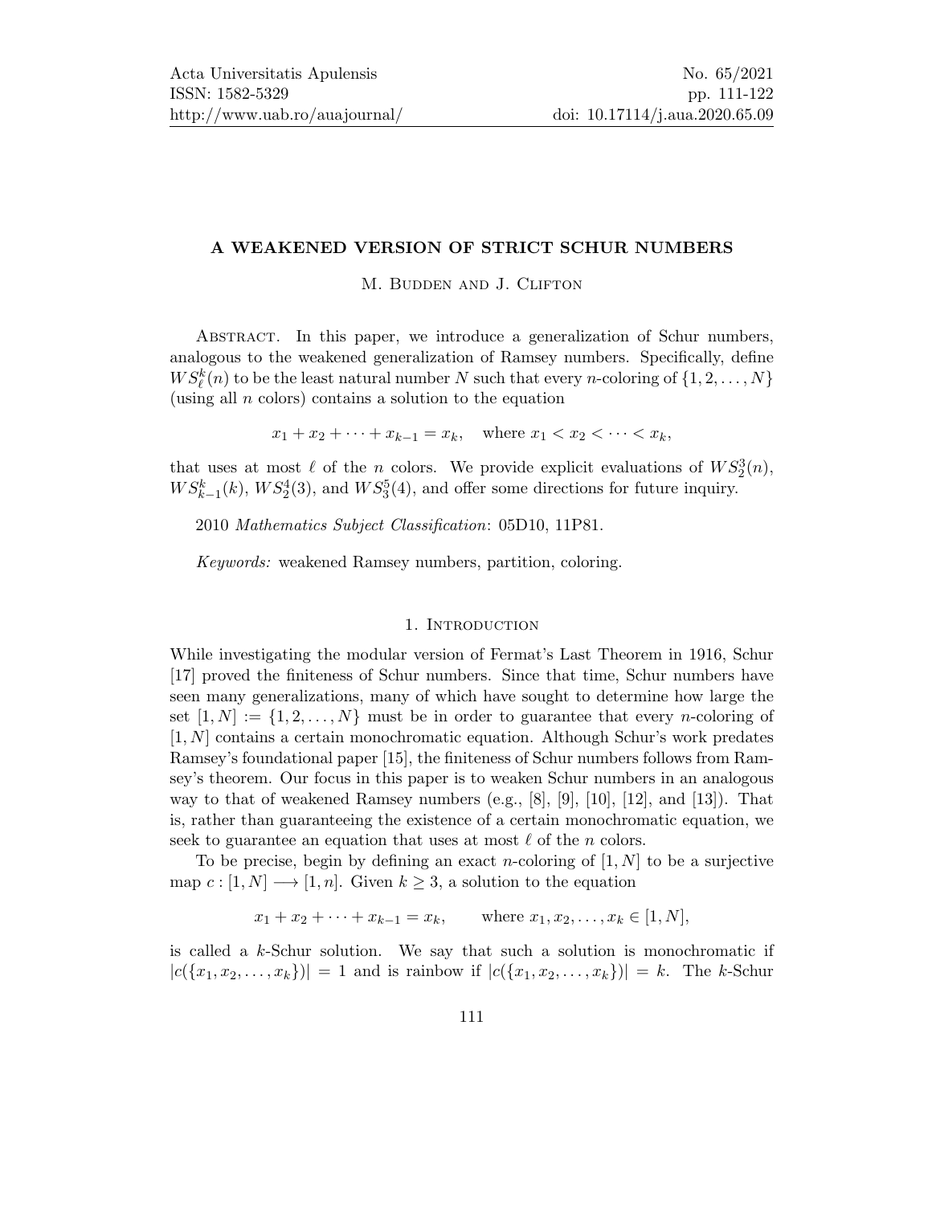# A WEAKENED VERSION OF STRICT SCHUR NUMBERS

M. Budden and J. Clifton

Abstract. In this paper, we introduce a generalization of Schur numbers, analogous to the weakened generalization of Ramsey numbers. Specifically, define $WS^k_\ell(n)$ to be the least natural number $N$ such that every $n$-coloring of $\{1, 2, \ldots, N\}$ (using all $n$ colors) contains a solution to the equation

$$x_1 + x_2 + \cdots + x_{k-1} = x_k, \quad \text{where } x_1 < x_2 < \cdots < x_k,$$

that uses at most $\ell$ of the $n$ colors. We provide explicit evaluations of $WS^3_2(n)$, $WS^k_{k-1}(k)$, $WS^4_2(3)$, and $WS^5_3(4)$, and offer some directions for future inquiry.

2010 *Mathematics Subject Classification*: 05D10, 11P81.

*Keywords:* weakened Ramsey numbers, partition, coloring.

## 1. Introduction

While investigating the modular version of Fermat's Last Theorem in 1916, Schur [17] proved the finiteness of Schur numbers. Since that time, Schur numbers have seen many generalizations, many of which have sought to determine how large the set $[1, N] := \{1, 2, \ldots, N\}$ must be in order to guarantee that every $n$-coloring of $[1, N]$ contains a certain monochromatic equation. Although Schur's work predates Ramsey's foundational paper [15], the finiteness of Schur numbers follows from Ramsey's theorem. Our focus in this paper is to weaken Schur numbers in an analogous way to that of weakened Ramsey numbers (e.g., [8], [9], [10], [12], and [13]). That is, rather than guaranteeing the existence of a certain monochromatic equation, we seek to guarantee an equation that uses at most $\ell$ of the $n$ colors.

To be precise, begin by defining an exact $n$-coloring of $[1, N]$ to be a surjective map $c : [1, N] \longrightarrow [1, n]$. Given $k \geq 3$, a solution to the equation

$$x_1 + x_2 + \cdots + x_{k-1} = x_k, \qquad \text{where } x_1, x_2, \ldots, x_k \in [1, N],$$

is called a $k$-Schur solution. We say that such a solution is monochromatic if $|c(\{x_1, x_2, \ldots, x_k\})| = 1$ and is rainbow if $|c(\{x_1, x_2, \ldots, x_k\})| = k$. The $k$-Schur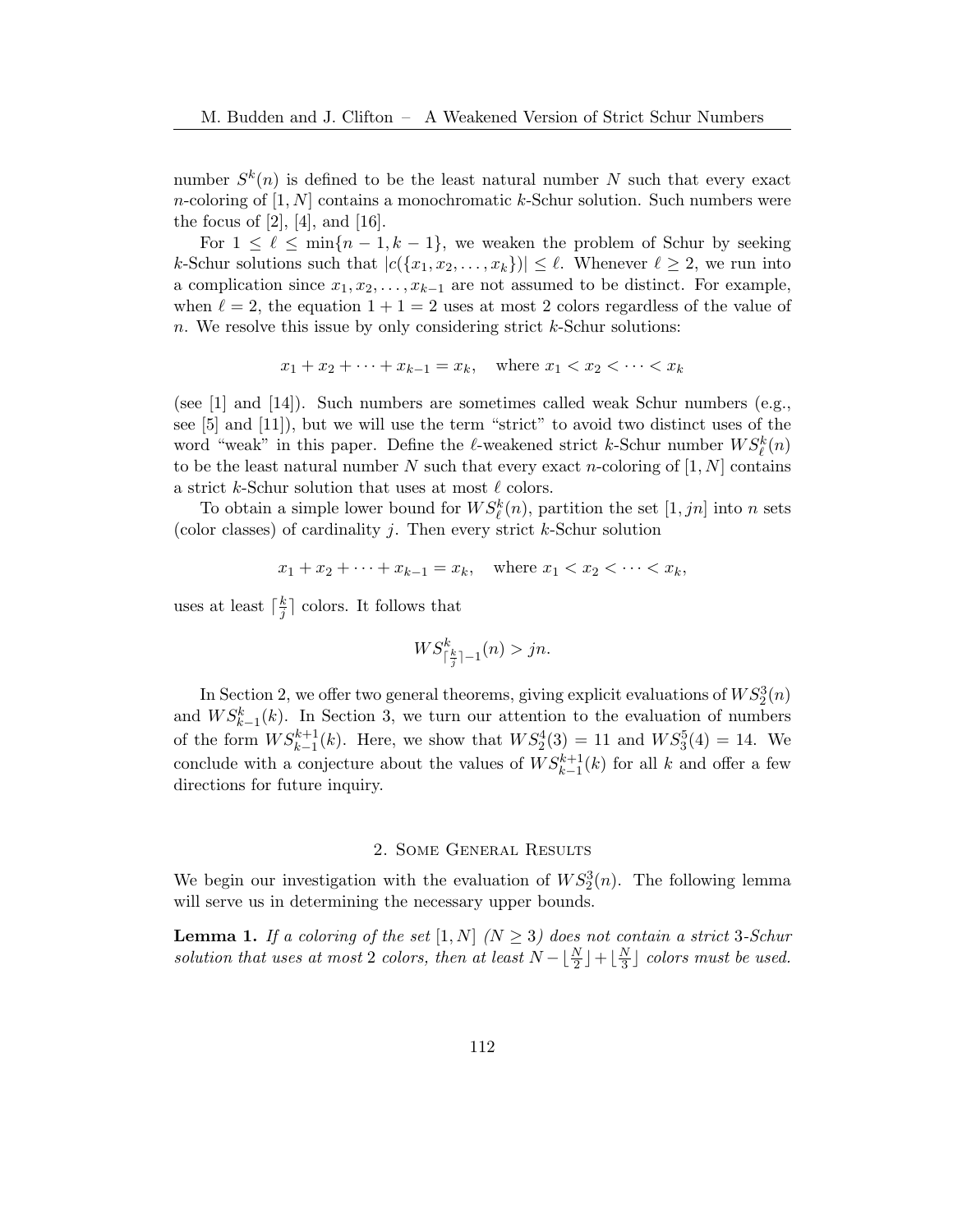number $S^k(n)$ is defined to be the least natural number $N$ such that every exact $n$-coloring of $[1, N]$ contains a monochromatic $k$-Schur solution. Such numbers were the focus of [2], [4], and [16].

For $1 \leq \ell \leq \min\{n-1, k-1\}$, we weaken the problem of Schur by seeking $k$-Schur solutions such that $|c(\{x_1, x_2, \ldots, x_k\})| \leq \ell$. Whenever $\ell \geq 2$, we run into a complication since $x_1, x_2, \ldots, x_{k-1}$ are not assumed to be distinct. For example, when $\ell = 2$, the equation $1 + 1 = 2$ uses at most 2 colors regardless of the value of $n$. We resolve this issue by only considering strict $k$-Schur solutions:

$$x_1 + x_2 + \cdots + x_{k-1} = x_k, \quad \text{where } x_1 < x_2 < \cdots < x_k$$

(see [1] and [14]). Such numbers are sometimes called weak Schur numbers (e.g., see [5] and [11]), but we will use the term "strict" to avoid two distinct uses of the word "weak" in this paper. Define the $\ell$-weakened strict $k$-Schur number $WS^k_\ell(n)$ to be the least natural number $N$ such that every exact $n$-coloring of $[1, N]$ contains a strict $k$-Schur solution that uses at most $\ell$ colors.

To obtain a simple lower bound for $WS^k_\ell(n)$, partition the set $[1, jn]$ into $n$ sets (color classes) of cardinality $j$. Then every strict $k$-Schur solution

$$x_1 + x_2 + \cdots + x_{k-1} = x_k, \quad \text{where } x_1 < x_2 < \cdots < x_k,$$

uses at least $\lceil \frac{k}{j} \rceil$ colors. It follows that

$$WS^k_{\lceil \frac{k}{j} \rceil - 1}(n) > jn.$$

In Section 2, we offer two general theorems, giving explicit evaluations of $WS^3_2(n)$ and $WS^k_{k-1}(k)$. In Section 3, we turn our attention to the evaluation of numbers of the form $WS^{k+1}_{k-1}(k)$. Here, we show that $WS^4_2(3) = 11$ and $WS^5_3(4) = 14$. We conclude with a conjecture about the values of $WS^{k+1}_{k-1}(k)$ for all $k$ and offer a few directions for future inquiry.

## 2. Some General Results

We begin our investigation with the evaluation of $WS^3_2(n)$. The following lemma will serve us in determining the necessary upper bounds.

**Lemma 1.** *If a coloring of the set $[1, N]$ ($N \geq 3$) does not contain a strict 3-Schur solution that uses at most 2 colors, then at least $N - \lfloor \frac{N}{2} \rfloor + \lfloor \frac{N}{3} \rfloor$ colors must be used.*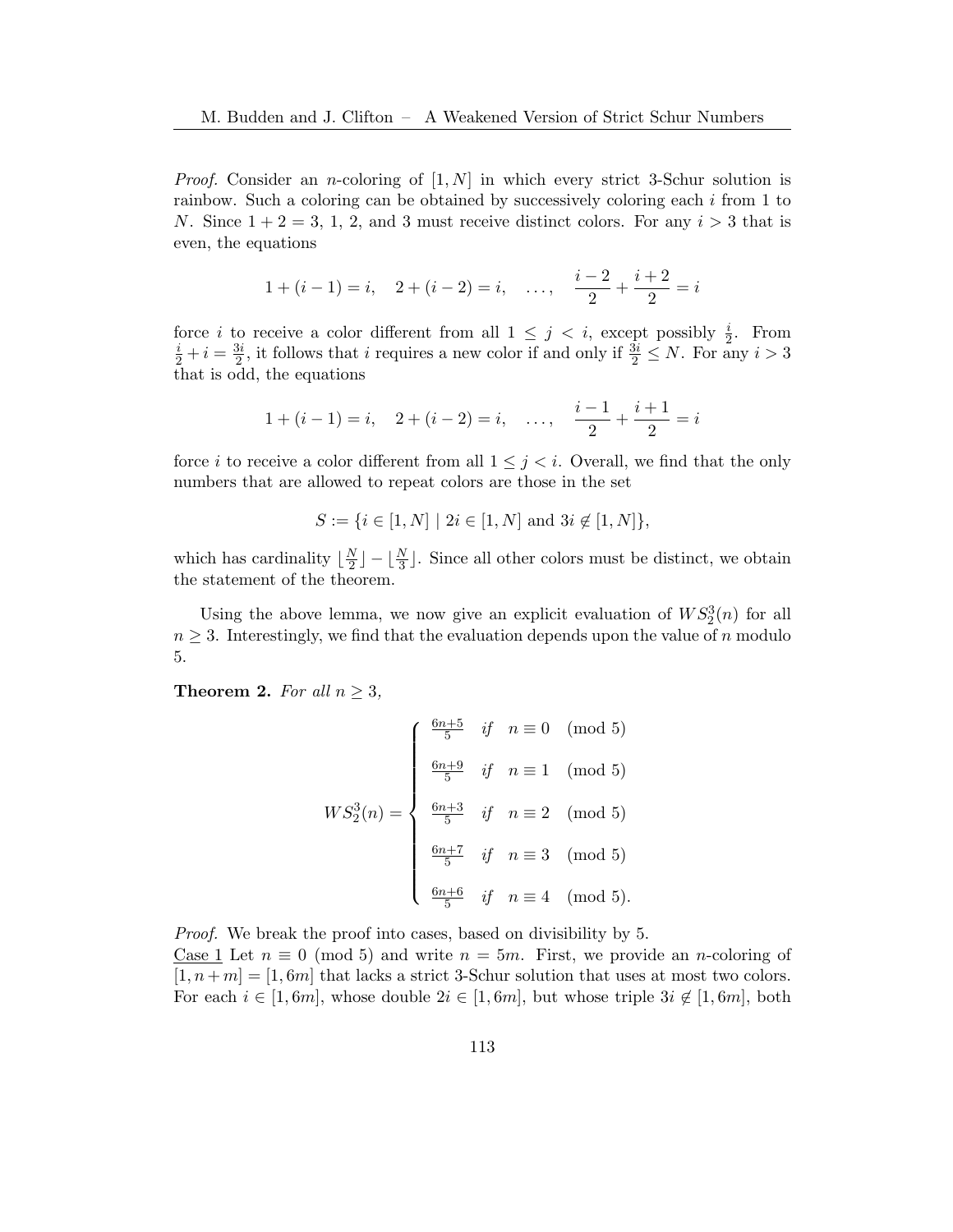*Proof.* Consider an $n$-coloring of $[1, N]$ in which every strict 3-Schur solution is rainbow. Such a coloring can be obtained by successively coloring each $i$ from 1 to $N$. Since $1 + 2 = 3$, 1, 2, and 3 must receive distinct colors. For any $i > 3$ that is even, the equations

$$1 + (i-1) = i, \quad 2 + (i-2) = i, \quad \ldots, \quad \frac{i-2}{2} + \frac{i+2}{2} = i$$

force $i$ to receive a color different from all $1 \leq j < i$, except possibly $\frac{i}{2}$. From $\frac{i}{2} + i = \frac{3i}{2}$, it follows that $i$ requires a new color if and only if $\frac{3i}{2} \leq N$. For any $i > 3$ that is odd, the equations

$$1 + (i-1) = i, \quad 2 + (i-2) = i, \quad \ldots, \quad \frac{i-1}{2} + \frac{i+1}{2} = i$$

force $i$ to receive a color different from all $1 \leq j < i$. Overall, we find that the only numbers that are allowed to repeat colors are those in the set

$$S := \{i \in [1, N] \mid 2i \in [1, N] \text{ and } 3i \notin [1, N]\},$$

which has cardinality $\lfloor \frac{N}{2} \rfloor - \lfloor \frac{N}{3} \rfloor$. Since all other colors must be distinct, we obtain the statement of the theorem.

Using the above lemma, we now give an explicit evaluation of $WS_2^3(n)$ for all $n \geq 3$. Interestingly, we find that the evaluation depends upon the value of $n$ modulo 5.

**Theorem 2.** *For all $n \geq 3$,*

$$WS_2^3(n) = \begin{cases} \frac{6n+5}{5} & \text{if} \quad n \equiv 0 \pmod 5 \\ \frac{6n+9}{5} & \text{if} \quad n \equiv 1 \pmod 5 \\ \frac{6n+3}{5} & \text{if} \quad n \equiv 2 \pmod 5 \\ \frac{6n+7}{5} & \text{if} \quad n \equiv 3 \pmod 5 \\ \frac{6n+6}{5} & \text{if} \quad n \equiv 4 \pmod 5. \end{cases}$$

*Proof.* We break the proof into cases, based on divisibility by 5.

Case 1 Let $n \equiv 0 \pmod 5$ and write $n = 5m$. First, we provide an $n$-coloring of $[1, n+m] = [1, 6m]$ that lacks a strict 3-Schur solution that uses at most two colors. For each $i \in [1, 6m]$, whose double $2i \in [1, 6m]$, but whose triple $3i \notin [1, 6m]$, both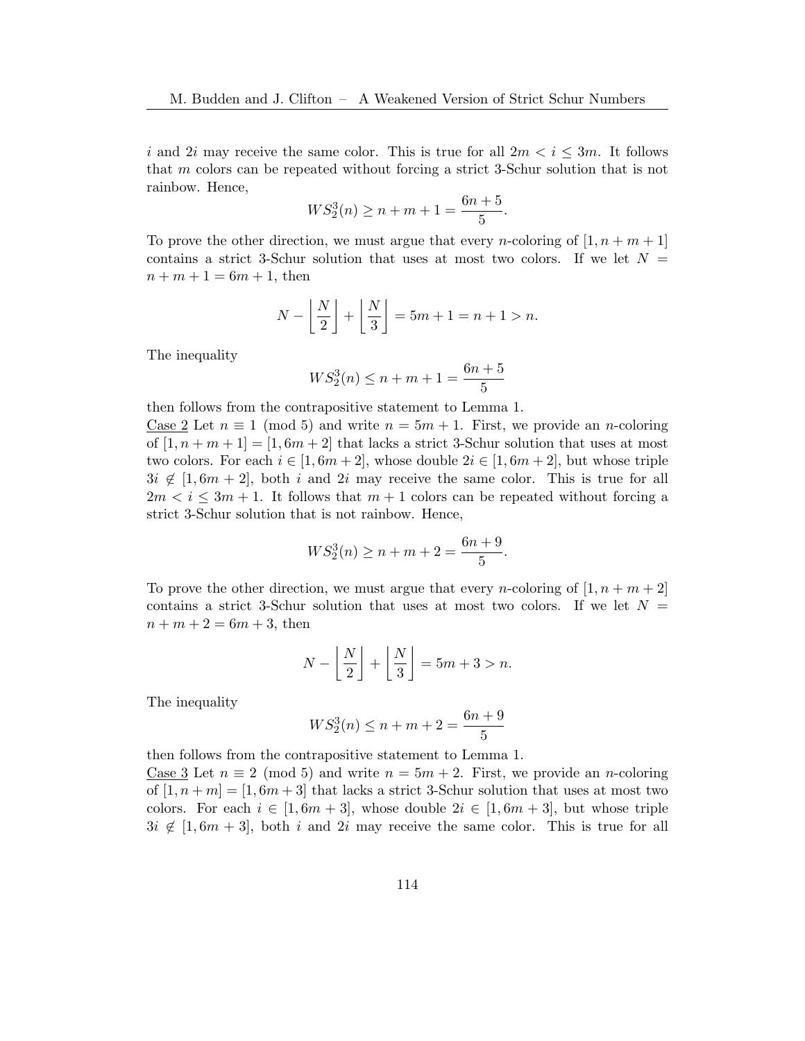$i$ and $2i$ may receive the same color. This is true for all $2m < i \leq 3m$. It follows that $m$ colors can be repeated without forcing a strict 3-Schur solution that is not rainbow. Hence,

$$WS_2^3(n) \geq n + m + 1 = \frac{6n+5}{5}.$$

To prove the other direction, we must argue that every $n$-coloring of $[1, n+m+1]$ contains a strict 3-Schur solution that uses at most two colors. If we let $N = n + m + 1 = 6m + 1$, then

$$N - \left\lfloor \frac{N}{2} \right\rfloor + \left\lfloor \frac{N}{3} \right\rfloor = 5m + 1 = n + 1 > n.$$

The inequality

$$WS_2^3(n) \leq n + m + 1 = \frac{6n+5}{5}$$

then follows from the contrapositive statement to Lemma 1.

Case 2 Let $n \equiv 1 \pmod 5$ and write $n = 5m + 1$. First, we provide an $n$-coloring of $[1, n+m+1] = [1, 6m+2]$ that lacks a strict 3-Schur solution that uses at most two colors. For each $i \in [1, 6m+2]$, whose double $2i \in [1, 6m+2]$, but whose triple $3i \notin [1, 6m+2]$, both $i$ and $2i$ may receive the same color. This is true for all $2m < i \leq 3m+1$. It follows that $m+1$ colors can be repeated without forcing a strict 3-Schur solution that is not rainbow. Hence,

$$WS_2^3(n) \geq n + m + 2 = \frac{6n+9}{5}.$$

To prove the other direction, we must argue that every $n$-coloring of $[1, n+m+2]$ contains a strict 3-Schur solution that uses at most two colors. If we let $N = n + m + 2 = 6m + 3$, then

$$N - \left\lfloor \frac{N}{2} \right\rfloor + \left\lfloor \frac{N}{3} \right\rfloor = 5m + 3 > n.$$

The inequality

$$WS_2^3(n) \leq n + m + 2 = \frac{6n+9}{5}$$

then follows from the contrapositive statement to Lemma 1.

Case 3 Let $n \equiv 2 \pmod 5$ and write $n = 5m + 2$. First, we provide an $n$-coloring of $[1, n+m] = [1, 6m+3]$ that lacks a strict 3-Schur solution that uses at most two colors. For each $i \in [1, 6m+3]$, whose double $2i \in [1, 6m+3]$, but whose triple $3i \notin [1, 6m+3]$, both $i$ and $2i$ may receive the same color. This is true for all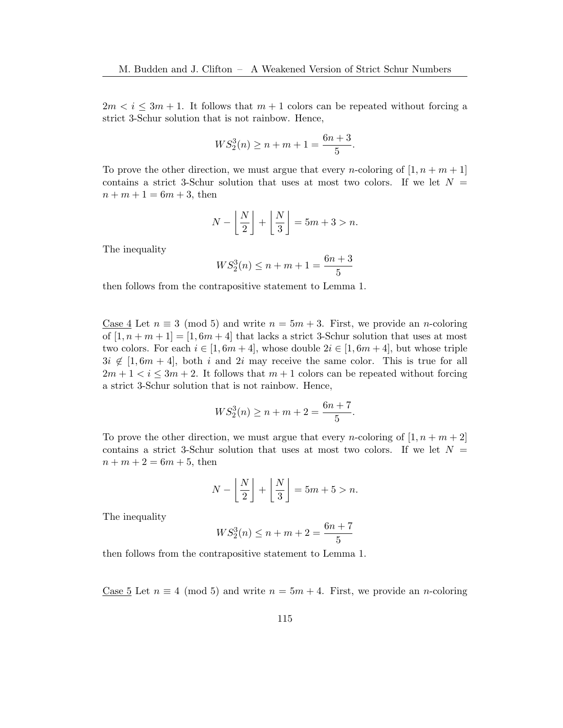$2m < i \leq 3m + 1$. It follows that $m + 1$ colors can be repeated without forcing a strict 3-Schur solution that is not rainbow. Hence,

$$WS_2^3(n) \geq n + m + 1 = \frac{6n + 3}{5}.$$

To prove the other direction, we must argue that every $n$-coloring of $[1, n + m + 1]$ contains a strict 3-Schur solution that uses at most two colors. If we let $N = n + m + 1 = 6m + 3$, then

$$N - \left\lfloor \frac{N}{2} \right\rfloor + \left\lfloor \frac{N}{3} \right\rfloor = 5m + 3 > n.$$

The inequality

$$WS_2^3(n) \leq n + m + 1 = \frac{6n + 3}{5}$$

then follows from the contrapositive statement to Lemma 1.

<u>Case 4</u> Let $n \equiv 3 \pmod 5$ and write $n = 5m + 3$. First, we provide an $n$-coloring of $[1, n + m + 1] = [1, 6m + 4]$ that lacks a strict 3-Schur solution that uses at most two colors. For each $i \in [1, 6m + 4]$, whose double $2i \in [1, 6m + 4]$, but whose triple $3i \notin [1, 6m + 4]$, both $i$ and $2i$ may receive the same color. This is true for all $2m + 1 < i \leq 3m + 2$. It follows that $m + 1$ colors can be repeated without forcing a strict 3-Schur solution that is not rainbow. Hence,

$$WS_2^3(n) \geq n + m + 2 = \frac{6n + 7}{5}.$$

To prove the other direction, we must argue that every $n$-coloring of $[1, n + m + 2]$ contains a strict 3-Schur solution that uses at most two colors. If we let $N = n + m + 2 = 6m + 5$, then

$$N - \left\lfloor \frac{N}{2} \right\rfloor + \left\lfloor \frac{N}{3} \right\rfloor = 5m + 5 > n.$$

The inequality

$$WS_2^3(n) \leq n + m + 2 = \frac{6n + 7}{5}$$

then follows from the contrapositive statement to Lemma 1.

<u>Case 5</u> Let $n \equiv 4 \pmod 5$ and write $n = 5m + 4$. First, we provide an $n$-coloring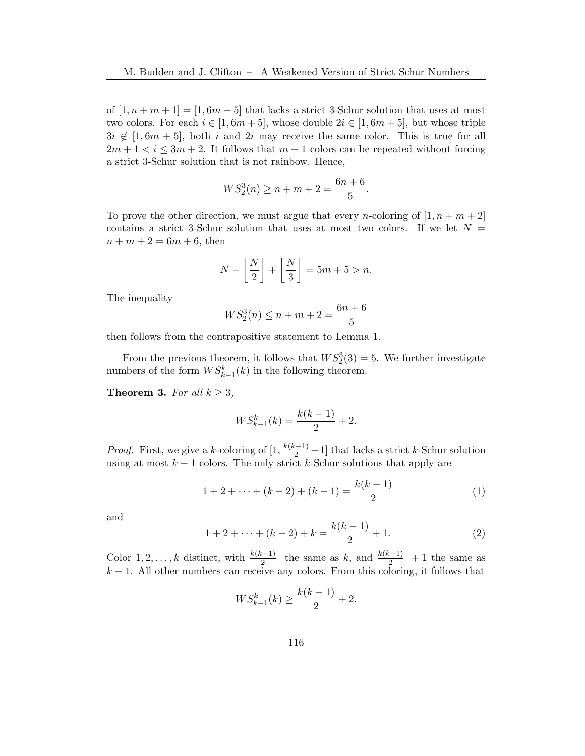of $[1, n+m+1] = [1, 6m+5]$ that lacks a strict 3-Schur solution that uses at most two colors. For each $i \in [1, 6m+5]$, whose double $2i \in [1, 6m+5]$, but whose triple $3i \notin [1, 6m+5]$, both $i$ and $2i$ may receive the same color. This is true for all $2m+1 < i \leq 3m+2$. It follows that $m+1$ colors can be repeated without forcing a strict 3-Schur solution that is not rainbow. Hence,

$$WS_2^3(n) \geq n+m+2 = \frac{6n+6}{5}.$$

To prove the other direction, we must argue that every $n$-coloring of $[1, n+m+2]$ contains a strict 3-Schur solution that uses at most two colors. If we let $N = n+m+2 = 6m+6$, then

$$N - \left\lfloor \frac{N}{2} \right\rfloor + \left\lfloor \frac{N}{3} \right\rfloor = 5m+5 > n.$$

The inequality

$$WS_2^3(n) \leq n+m+2 = \frac{6n+6}{5}$$

then follows from the contrapositive statement to Lemma 1.

From the previous theorem, it follows that $WS_2^3(3) = 5$. We further investigate numbers of the form $WS_{k-1}^k(k)$ in the following theorem.

**Theorem 3.** *For all $k \geq 3$,*

$$WS_{k-1}^k(k) = \frac{k(k-1)}{2} + 2.$$

*Proof.* First, we give a $k$-coloring of $[1, \frac{k(k-1)}{2}+1]$ that lacks a strict $k$-Schur solution using at most $k-1$ colors. The only strict $k$-Schur solutions that apply are

$$1 + 2 + \cdots + (k-2) + (k-1) = \frac{k(k-1)}{2} \tag{1}$$

and

$$1 + 2 + \cdots + (k-2) + k = \frac{k(k-1)}{2} + 1. \tag{2}$$

Color $1, 2, \ldots, k$ distinct, with $\frac{k(k-1)}{2}$ the same as $k$, and $\frac{k(k-1)}{2} + 1$ the same as $k-1$. All other numbers can receive any colors. From this coloring, it follows that

$$WS_{k-1}^k(k) \geq \frac{k(k-1)}{2} + 2.$$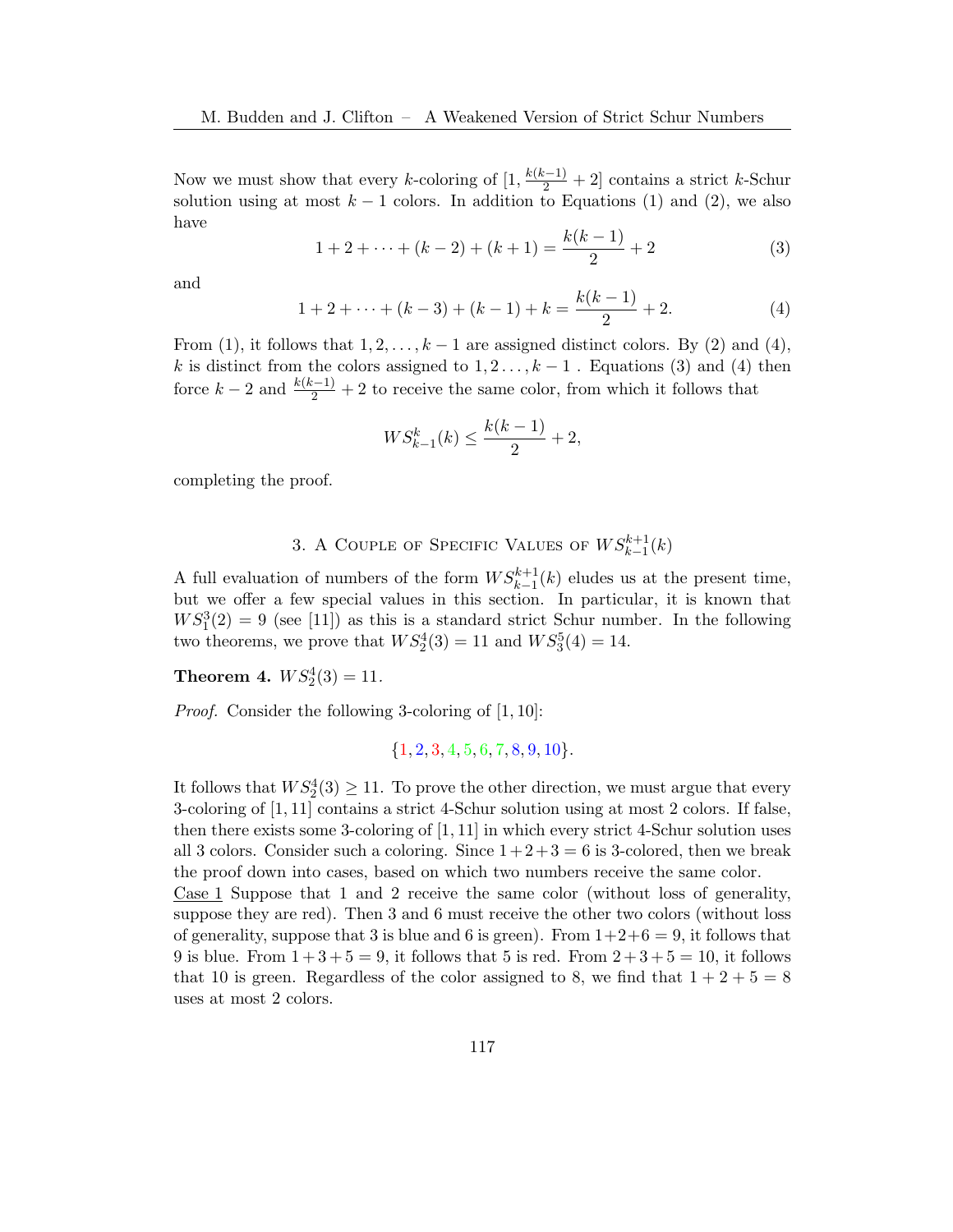Now we must show that every $k$-coloring of $[1, \frac{k(k-1)}{2}+2]$ contains a strict $k$-Schur solution using at most $k-1$ colors. In addition to Equations (1) and (2), we also have

$$1+2+\cdots+(k-2)+(k+1) = \frac{k(k-1)}{2}+2 \tag{3}$$

and

$$1+2+\cdots+(k-3)+(k-1)+k = \frac{k(k-1)}{2}+2. \tag{4}$$

From (1), it follows that $1, 2, \ldots, k-1$ are assigned distinct colors. By (2) and (4), $k$ is distinct from the colors assigned to $1, 2 \ldots, k-1$. Equations (3) and (4) then force $k-2$ and $\frac{k(k-1)}{2}+2$ to receive the same color, from which it follows that

$$WS^k_{k-1}(k) \leq \frac{k(k-1)}{2}+2,$$

completing the proof.

## 3. A Couple of Specific Values of $WS^{k+1}_{k-1}(k)$

A full evaluation of numbers of the form $WS^{k+1}_{k-1}(k)$ eludes us at the present time, but we offer a few special values in this section. In particular, it is known that $WS^3_1(2) = 9$ (see [11]) as this is a standard strict Schur number. In the following two theorems, we prove that $WS^4_2(3) = 11$ and $WS^5_3(4) = 14$.

**Theorem 4.** $WS^4_2(3) = 11$.

*Proof.* Consider the following 3-coloring of $[1, 10]$:

$$\{1, 2, 3, 4, 5, 6, 7, 8, 9, 10\}.$$

It follows that $WS^4_2(3) \geq 11$. To prove the other direction, we must argue that every 3-coloring of $[1, 11]$ contains a strict 4-Schur solution using at most 2 colors. If false, then there exists some 3-coloring of $[1, 11]$ in which every strict 4-Schur solution uses all 3 colors. Consider such a coloring. Since $1+2+3 = 6$ is 3-colored, then we break the proof down into cases, based on which two numbers receive the same color.

Case 1 Suppose that 1 and 2 receive the same color (without loss of generality, suppose they are red). Then 3 and 6 must receive the other two colors (without loss of generality, suppose that 3 is blue and 6 is green). From $1+2+6 = 9$, it follows that 9 is blue. From $1+3+5 = 9$, it follows that 5 is red. From $2+3+5 = 10$, it follows that 10 is green. Regardless of the color assigned to 8, we find that $1+2+5 = 8$ uses at most 2 colors.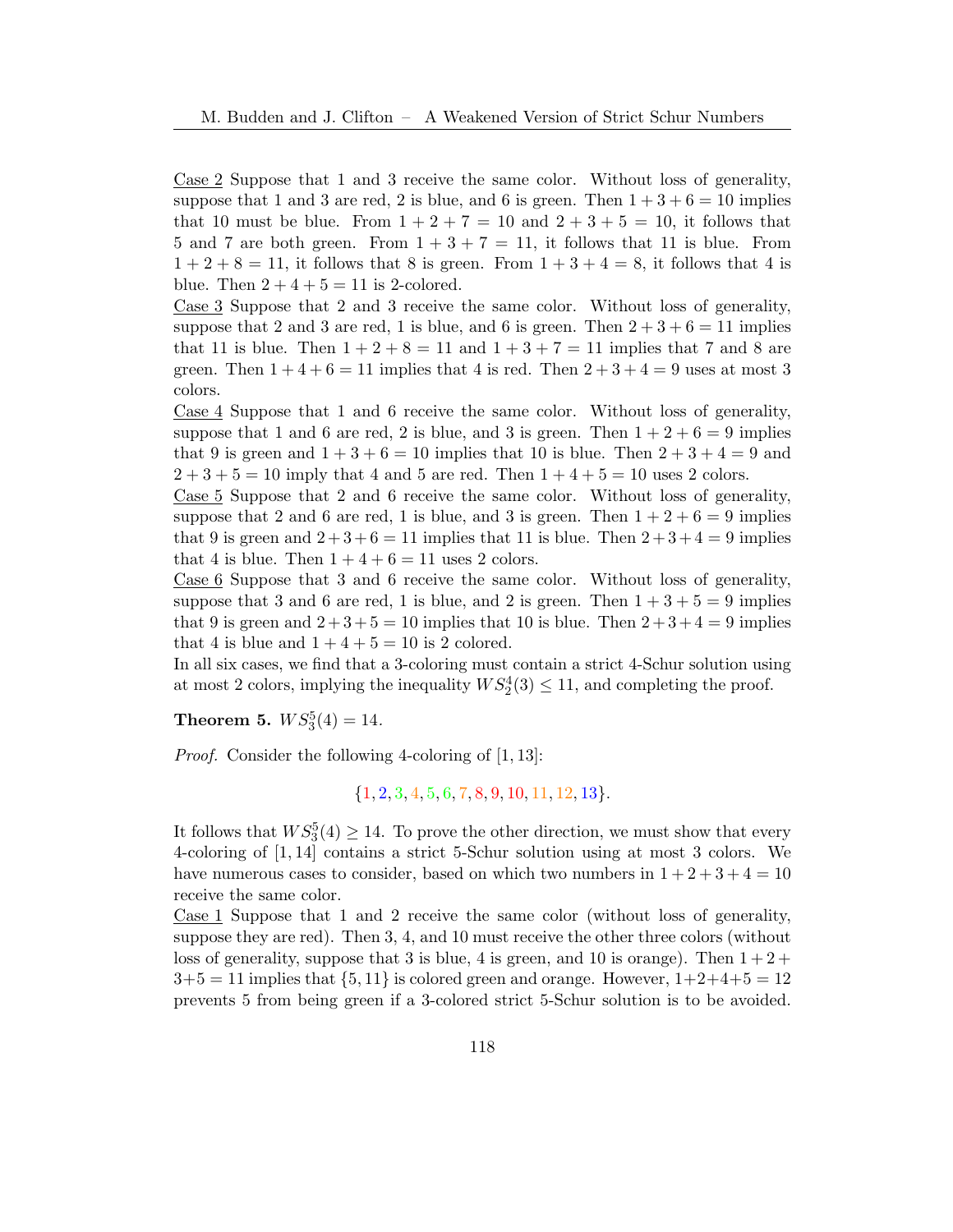Case 2 Suppose that 1 and 3 receive the same color. Without loss of generality, suppose that 1 and 3 are red, 2 is blue, and 6 is green. Then $1+3+6=10$ implies that 10 must be blue. From $1+2+7=10$ and $2+3+5=10$, it follows that 5 and 7 are both green. From $1+3+7=11$, it follows that 11 is blue. From $1+2+8=11$, it follows that 8 is green. From $1+3+4=8$, it follows that 4 is blue. Then $2+4+5=11$ is 2-colored.

Case 3 Suppose that 2 and 3 receive the same color. Without loss of generality, suppose that 2 and 3 are red, 1 is blue, and 6 is green. Then $2+3+6=11$ implies that 11 is blue. Then $1+2+8=11$ and $1+3+7=11$ implies that 7 and 8 are green. Then $1+4+6=11$ implies that 4 is red. Then $2+3+4=9$ uses at most 3 colors.

Case 4 Suppose that 1 and 6 receive the same color. Without loss of generality, suppose that 1 and 6 are red, 2 is blue, and 3 is green. Then $1+2+6=9$ implies that 9 is green and $1+3+6=10$ implies that 10 is blue. Then $2+3+4=9$ and $2+3+5=10$ imply that 4 and 5 are red. Then $1+4+5=10$ uses 2 colors.

Case 5 Suppose that 2 and 6 receive the same color. Without loss of generality, suppose that 2 and 6 are red, 1 is blue, and 3 is green. Then $1+2+6=9$ implies that 9 is green and $2+3+6=11$ implies that 11 is blue. Then $2+3+4=9$ implies that 4 is blue. Then $1+4+6=11$ uses 2 colors.

Case 6 Suppose that 3 and 6 receive the same color. Without loss of generality, suppose that 3 and 6 are red, 1 is blue, and 2 is green. Then $1+3+5=9$ implies that 9 is green and $2+3+5=10$ implies that 10 is blue. Then $2+3+4=9$ implies that 4 is blue and $1+4+5=10$ is 2 colored.

In all six cases, we find that a 3-coloring must contain a strict 4-Schur solution using at most 2 colors, implying the inequality $WS_2^4(3)\le 11$, and completing the proof.

**Theorem 5.** $WS_3^5(4)=14$.

*Proof.* Consider the following 4-coloring of $[1,13]$:

$$\{1,2,3,4,5,6,7,8,9,10,11,12,13\}.$$

It follows that $WS_3^5(4)\ge 14$. To prove the other direction, we must show that every 4-coloring of $[1,14]$ contains a strict 5-Schur solution using at most 3 colors. We have numerous cases to consider, based on which two numbers in $1+2+3+4=10$ receive the same color.

Case 1 Suppose that 1 and 2 receive the same color (without loss of generality, suppose they are red). Then 3, 4, and 10 must receive the other three colors (without loss of generality, suppose that 3 is blue, 4 is green, and 10 is orange). Then $1+2+3+5=11$ implies that $\{5,11\}$ is colored green and orange. However, $1+2+4+5=12$ prevents 5 from being green if a 3-colored strict 5-Schur solution is to be avoided.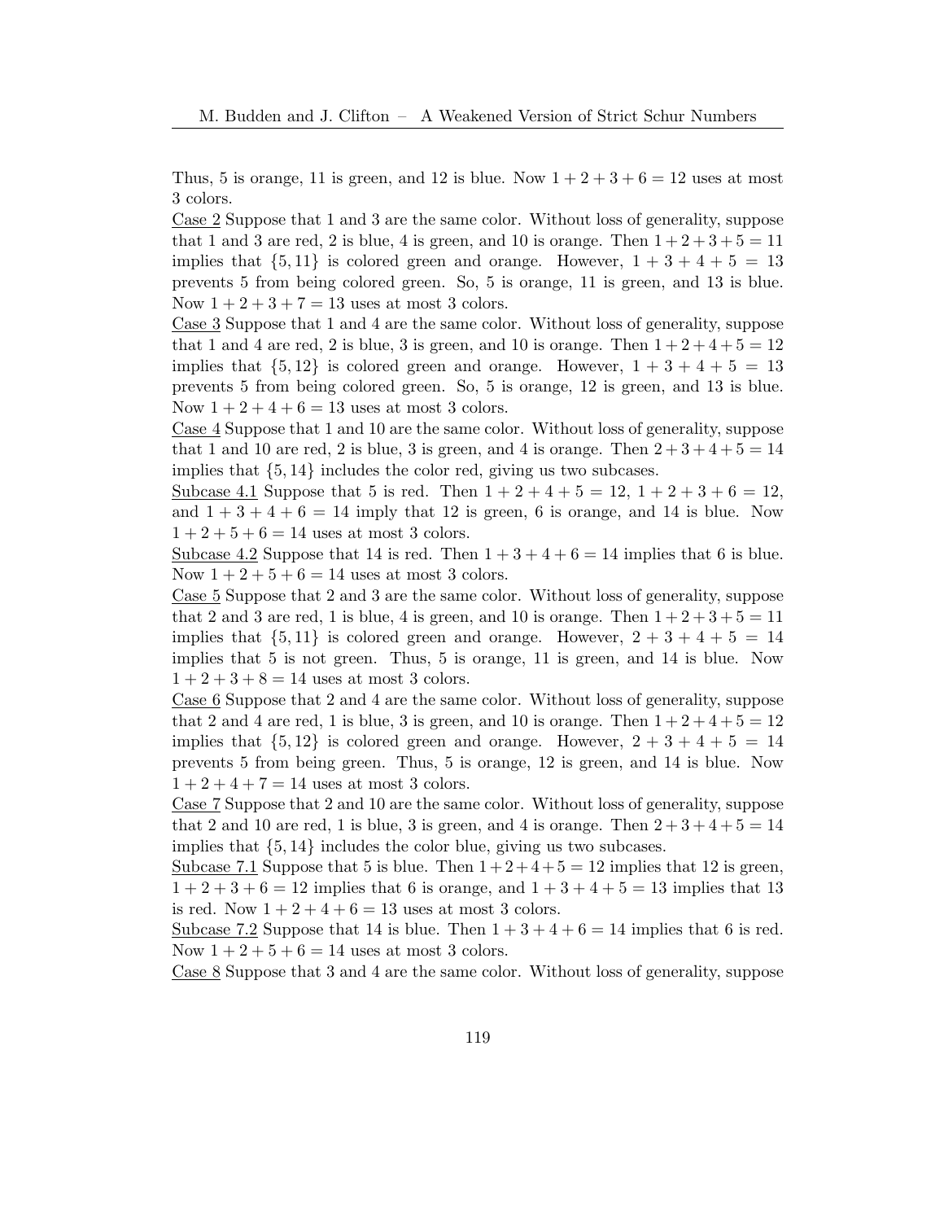Thus, 5 is orange, 11 is green, and 12 is blue. Now $1 + 2 + 3 + 6 = 12$ uses at most 3 colors.

<u>Case 2</u> Suppose that 1 and 3 are the same color. Without loss of generality, suppose that 1 and 3 are red, 2 is blue, 4 is green, and 10 is orange. Then $1+2+3+5 = 11$ implies that $\{5, 11\}$ is colored green and orange. However, $1 + 3 + 4 + 5 = 13$ prevents 5 from being colored green. So, 5 is orange, 11 is green, and 13 is blue. Now $1 + 2 + 3 + 7 = 13$ uses at most 3 colors.

<u>Case 3</u> Suppose that 1 and 4 are the same color. Without loss of generality, suppose that 1 and 4 are red, 2 is blue, 3 is green, and 10 is orange. Then $1+2+4+5 = 12$ implies that $\{5, 12\}$ is colored green and orange. However, $1 + 3 + 4 + 5 = 13$ prevents 5 from being colored green. So, 5 is orange, 12 is green, and 13 is blue. Now $1 + 2 + 4 + 6 = 13$ uses at most 3 colors.

<u>Case 4</u> Suppose that 1 and 10 are the same color. Without loss of generality, suppose that 1 and 10 are red, 2 is blue, 3 is green, and 4 is orange. Then $2 + 3 + 4 + 5 = 14$ implies that $\{5, 14\}$ includes the color red, giving us two subcases.

<u>Subcase 4.1</u> Suppose that 5 is red. Then $1 + 2 + 4 + 5 = 12$, $1 + 2 + 3 + 6 = 12$, and $1 + 3 + 4 + 6 = 14$ imply that 12 is green, 6 is orange, and 14 is blue. Now $1 + 2 + 5 + 6 = 14$ uses at most 3 colors.

<u>Subcase 4.2</u> Suppose that 14 is red. Then $1 + 3 + 4 + 6 = 14$ implies that 6 is blue. Now $1 + 2 + 5 + 6 = 14$ uses at most 3 colors.

<u>Case 5</u> Suppose that 2 and 3 are the same color. Without loss of generality, suppose that 2 and 3 are red, 1 is blue, 4 is green, and 10 is orange. Then $1+2+3+5 = 11$ implies that $\{5, 11\}$ is colored green and orange. However, $2 + 3 + 4 + 5 = 14$ implies that 5 is not green. Thus, 5 is orange, 11 is green, and 14 is blue. Now $1 + 2 + 3 + 8 = 14$ uses at most 3 colors.

<u>Case 6</u> Suppose that 2 and 4 are the same color. Without loss of generality, suppose that 2 and 4 are red, 1 is blue, 3 is green, and 10 is orange. Then $1+2+4+5 = 12$ implies that $\{5, 12\}$ is colored green and orange. However, $2 + 3 + 4 + 5 = 14$ prevents 5 from being green. Thus, 5 is orange, 12 is green, and 14 is blue. Now $1 + 2 + 4 + 7 = 14$ uses at most 3 colors.

<u>Case 7</u> Suppose that 2 and 10 are the same color. Without loss of generality, suppose that 2 and 10 are red, 1 is blue, 3 is green, and 4 is orange. Then $2 + 3 + 4 + 5 = 14$ implies that $\{5, 14\}$ includes the color blue, giving us two subcases.

<u>Subcase 7.1</u> Suppose that 5 is blue. Then $1+2+4+5 = 12$ implies that 12 is green, $1 + 2 + 3 + 6 = 12$ implies that 6 is orange, and $1 + 3 + 4 + 5 = 13$ implies that 13 is red. Now $1 + 2 + 4 + 6 = 13$ uses at most 3 colors.

<u>Subcase 7.2</u> Suppose that 14 is blue. Then $1 + 3 + 4 + 6 = 14$ implies that 6 is red. Now $1 + 2 + 5 + 6 = 14$ uses at most 3 colors.

<u>Case 8</u> Suppose that 3 and 4 are the same color. Without loss of generality, suppose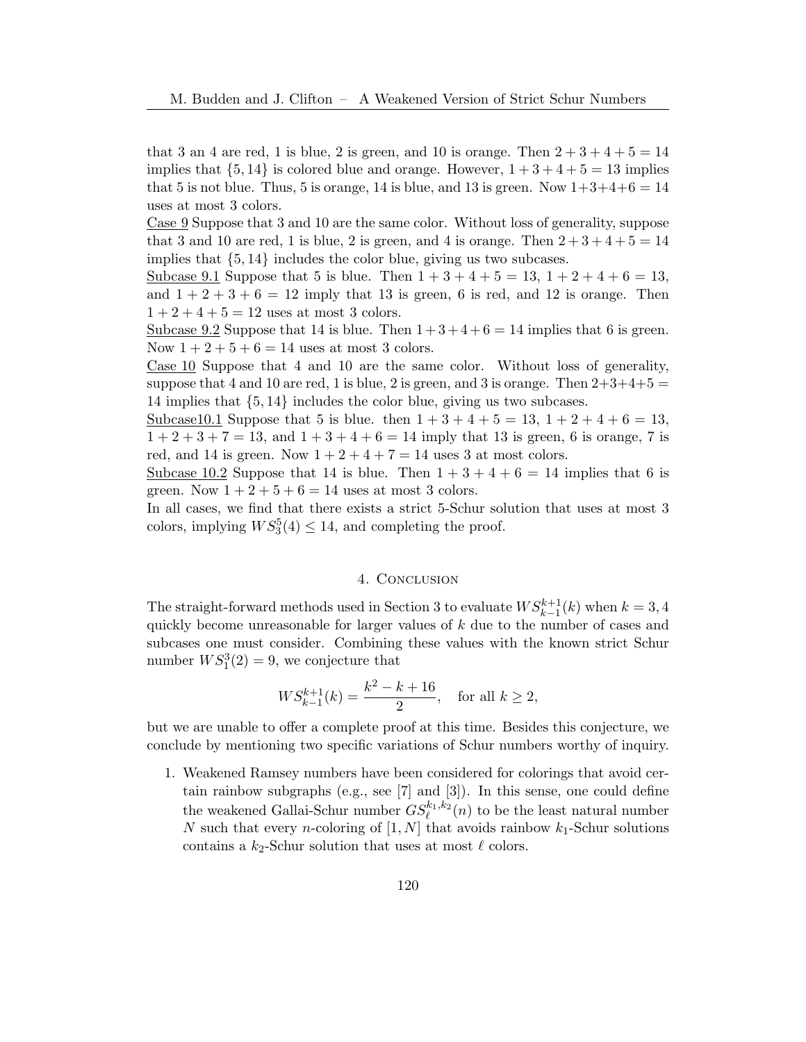that 3 an 4 are red, 1 is blue, 2 is green, and 10 is orange. Then $2+3+4+5=14$ implies that $\{5,14\}$ is colored blue and orange. However, $1+3+4+5=13$ implies that 5 is not blue. Thus, 5 is orange, 14 is blue, and 13 is green. Now $1+3+4+6=14$ uses at most 3 colors.

Case 9 Suppose that 3 and 10 are the same color. Without loss of generality, suppose that 3 and 10 are red, 1 is blue, 2 is green, and 4 is orange. Then $2+3+4+5=14$ implies that $\{5,14\}$ includes the color blue, giving us two subcases.

Subcase 9.1 Suppose that 5 is blue. Then $1+3+4+5=13$, $1+2+4+6=13$, and $1+2+3+6=12$ imply that 13 is green, 6 is red, and 12 is orange. Then $1+2+4+5=12$ uses at most 3 colors.

Subcase 9.2 Suppose that 14 is blue. Then $1+3+4+6=14$ implies that 6 is green. Now $1+2+5+6=14$ uses at most 3 colors.

Case 10 Suppose that 4 and 10 are the same color. Without loss of generality, suppose that 4 and 10 are red, 1 is blue, 2 is green, and 3 is orange. Then $2+3+4+5=14$ implies that $\{5,14\}$ includes the color blue, giving us two subcases.

Subcase10.1 Suppose that 5 is blue. then $1+3+4+5=13$, $1+2+4+6=13$, $1+2+3+7=13$, and $1+3+4+6=14$ imply that 13 is green, 6 is orange, 7 is red, and 14 is green. Now $1+2+4+7=14$ uses 3 at most colors.

Subcase 10.2 Suppose that 14 is blue. Then $1+3+4+6=14$ implies that 6 is green. Now $1+2+5+6=14$ uses at most 3 colors.

In all cases, we find that there exists a strict 5-Schur solution that uses at most 3 colors, implying $WS_3^5(4) \leq 14$, and completing the proof.

## 4. Conclusion

The straight-forward methods used in Section 3 to evaluate $WS_{k-1}^{k+1}(k)$ when $k=3,4$ quickly become unreasonable for larger values of $k$ due to the number of cases and subcases one must consider. Combining these values with the known strict Schur number $WS_1^3(2)=9$, we conjecture that

$$WS_{k-1}^{k+1}(k) = \frac{k^2-k+16}{2}, \quad \text{for all } k \geq 2,$$

but we are unable to offer a complete proof at this time. Besides this conjecture, we conclude by mentioning two specific variations of Schur numbers worthy of inquiry.

1. Weakened Ramsey numbers have been considered for colorings that avoid certain rainbow subgraphs (e.g., see [7] and [3]). In this sense, one could define the weakened Gallai-Schur number $GS_\ell^{k_1,k_2}(n)$ to be the least natural number $N$ such that every $n$-coloring of $[1,N]$ that avoids rainbow $k_1$-Schur solutions contains a $k_2$-Schur solution that uses at most $\ell$ colors.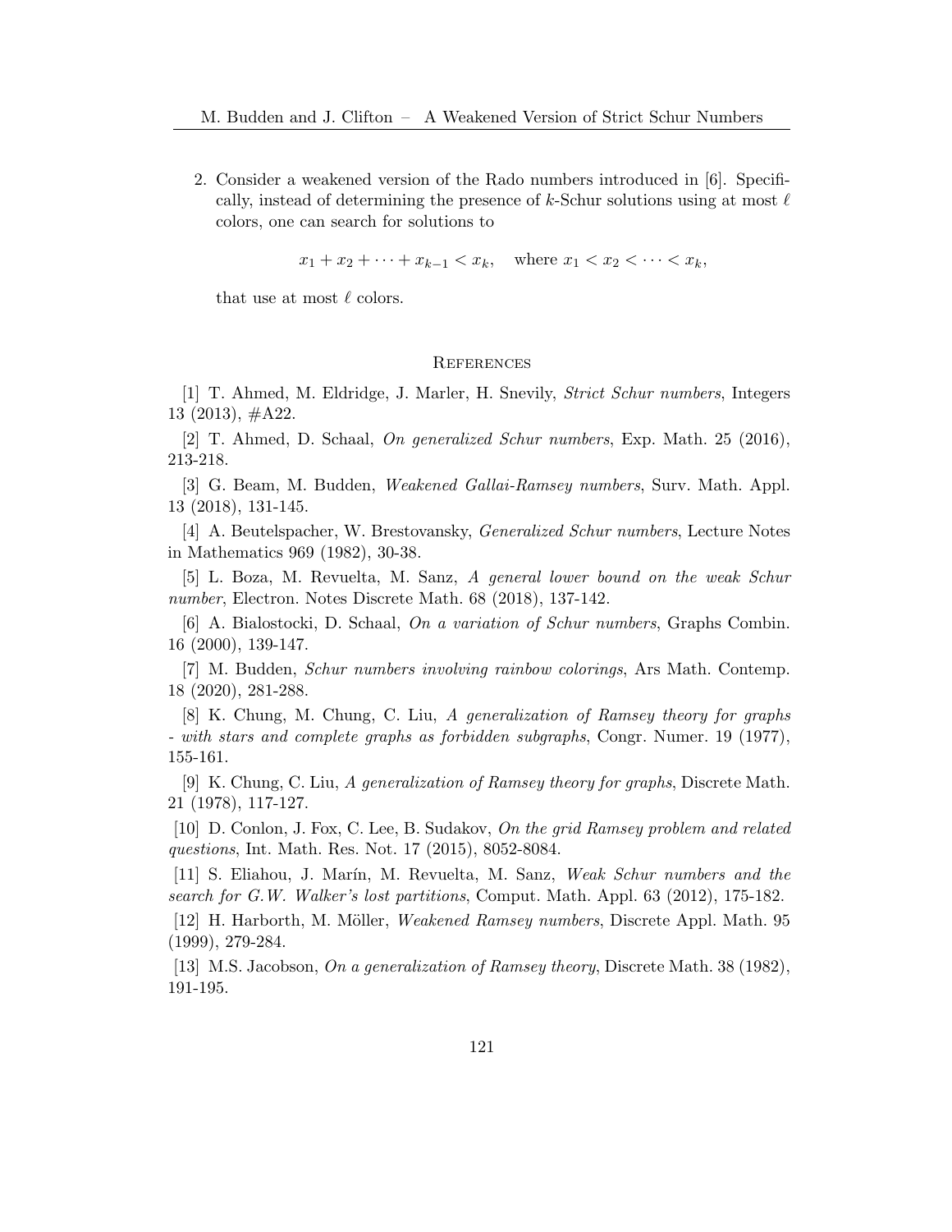2. Consider a weakened version of the Rado numbers introduced in [6]. Specifically, instead of determining the presence of $k$-Schur solutions using at most $\ell$ colors, one can search for solutions to

$$x_1 + x_2 + \cdots + x_{k-1} < x_k, \quad \text{where } x_1 < x_2 < \cdots < x_k,$$

that use at most $\ell$ colors.

## References

[1] T. Ahmed, M. Eldridge, J. Marler, H. Snevily, *Strict Schur numbers*, Integers 13 (2013), #A22.

[2] T. Ahmed, D. Schaal, *On generalized Schur numbers*, Exp. Math. 25 (2016), 213-218.

[3] G. Beam, M. Budden, *Weakened Gallai-Ramsey numbers*, Surv. Math. Appl. 13 (2018), 131-145.

[4] A. Beutelspacher, W. Brestovansky, *Generalized Schur numbers*, Lecture Notes in Mathematics 969 (1982), 30-38.

[5] L. Boza, M. Revuelta, M. Sanz, *A general lower bound on the weak Schur number*, Electron. Notes Discrete Math. 68 (2018), 137-142.

[6] A. Bialostocki, D. Schaal, *On a variation of Schur numbers*, Graphs Combin. 16 (2000), 139-147.

[7] M. Budden, *Schur numbers involving rainbow colorings*, Ars Math. Contemp. 18 (2020), 281-288.

[8] K. Chung, M. Chung, C. Liu, *A generalization of Ramsey theory for graphs - with stars and complete graphs as forbidden subgraphs*, Congr. Numer. 19 (1977), 155-161.

[9] K. Chung, C. Liu, *A generalization of Ramsey theory for graphs*, Discrete Math. 21 (1978), 117-127.

[10] D. Conlon, J. Fox, C. Lee, B. Sudakov, *On the grid Ramsey problem and related questions*, Int. Math. Res. Not. 17 (2015), 8052-8084.

[11] S. Eliahou, J. Marín, M. Revuelta, M. Sanz, *Weak Schur numbers and the search for G.W. Walker's lost partitions*, Comput. Math. Appl. 63 (2012), 175-182.

[12] H. Harborth, M. Möller, *Weakened Ramsey numbers*, Discrete Appl. Math. 95 (1999), 279-284.

[13] M.S. Jacobson, *On a generalization of Ramsey theory*, Discrete Math. 38 (1982), 191-195.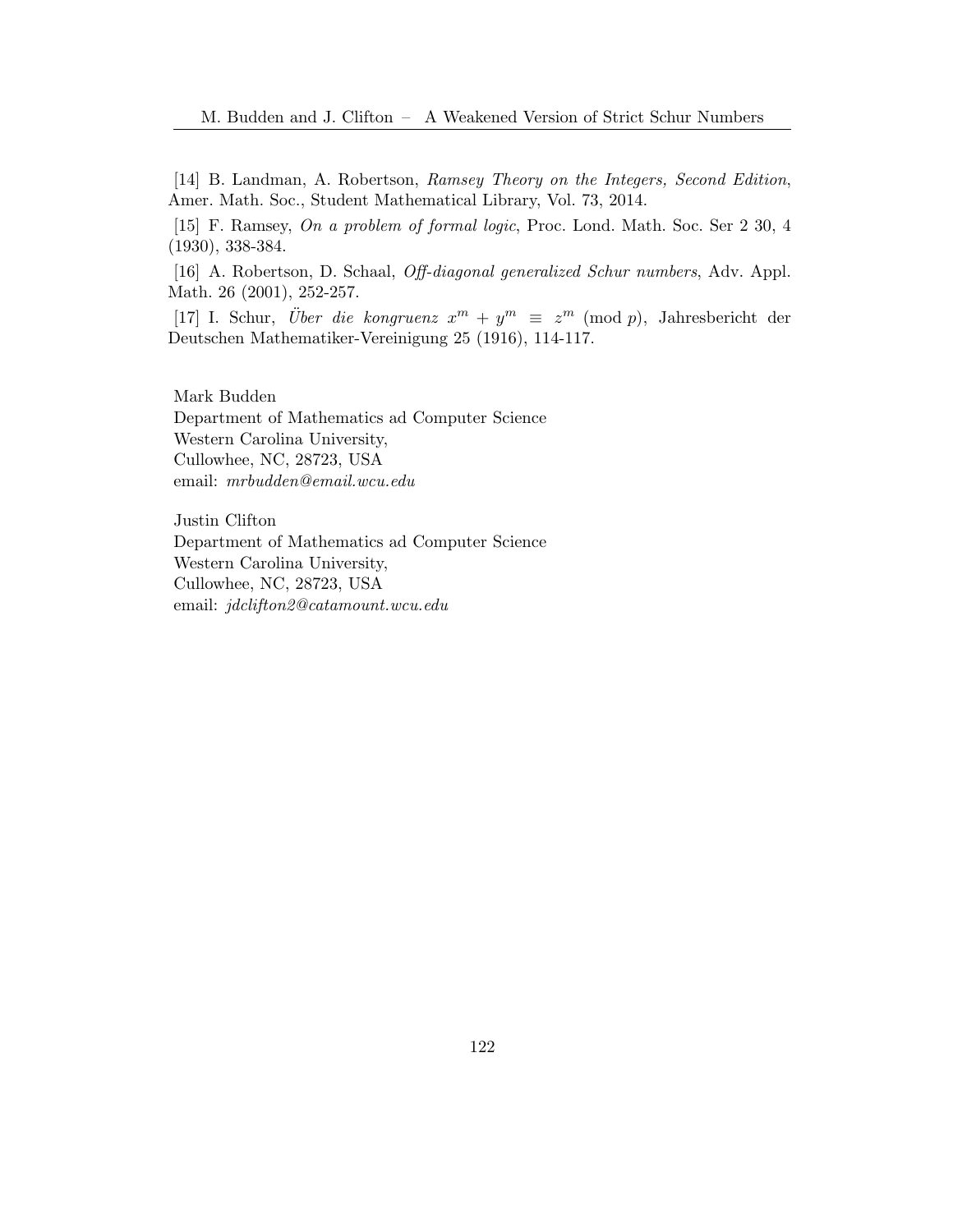[14] B. Landman, A. Robertson, *Ramsey Theory on the Integers, Second Edition*, Amer. Math. Soc., Student Mathematical Library, Vol. 73, 2014.

[15] F. Ramsey, *On a problem of formal logic*, Proc. Lond. Math. Soc. Ser 2 30, 4 (1930), 338-384.

[16] A. Robertson, D. Schaal, *Off-diagonal generalized Schur numbers*, Adv. Appl. Math. 26 (2001), 252-257.

[17] I. Schur, *Über die kongruenz* $x^m + y^m \equiv z^m \pmod{p}$, Jahresbericht der Deutschen Mathematiker-Vereinigung 25 (1916), 114-117.

Mark Budden
Department of Mathematics ad Computer Science
Western Carolina University,
Cullowhee, NC, 28723, USA
email: *mrbudden@email.wcu.edu*

Justin Clifton
Department of Mathematics ad Computer Science
Western Carolina University,
Cullowhee, NC, 28723, USA
email: *jdclifton2@catamount.wcu.edu*